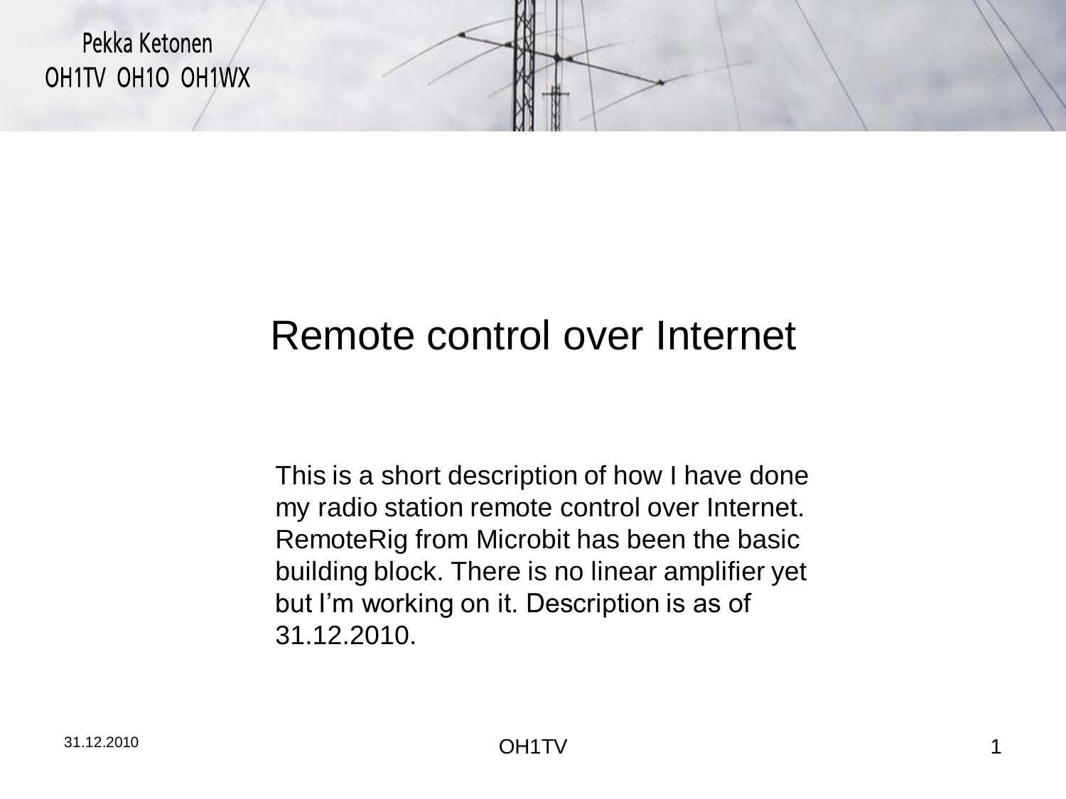Pekka Ketonen
OH1TV OH1O OH1WX

# Remote control over Internet

This is a short description of how I have done my radio station remote control over Internet. RemoteRig from Microbit has been the basic building block. There is no linear amplifier yet but I'm working on it. Description is as of 31.12.2010.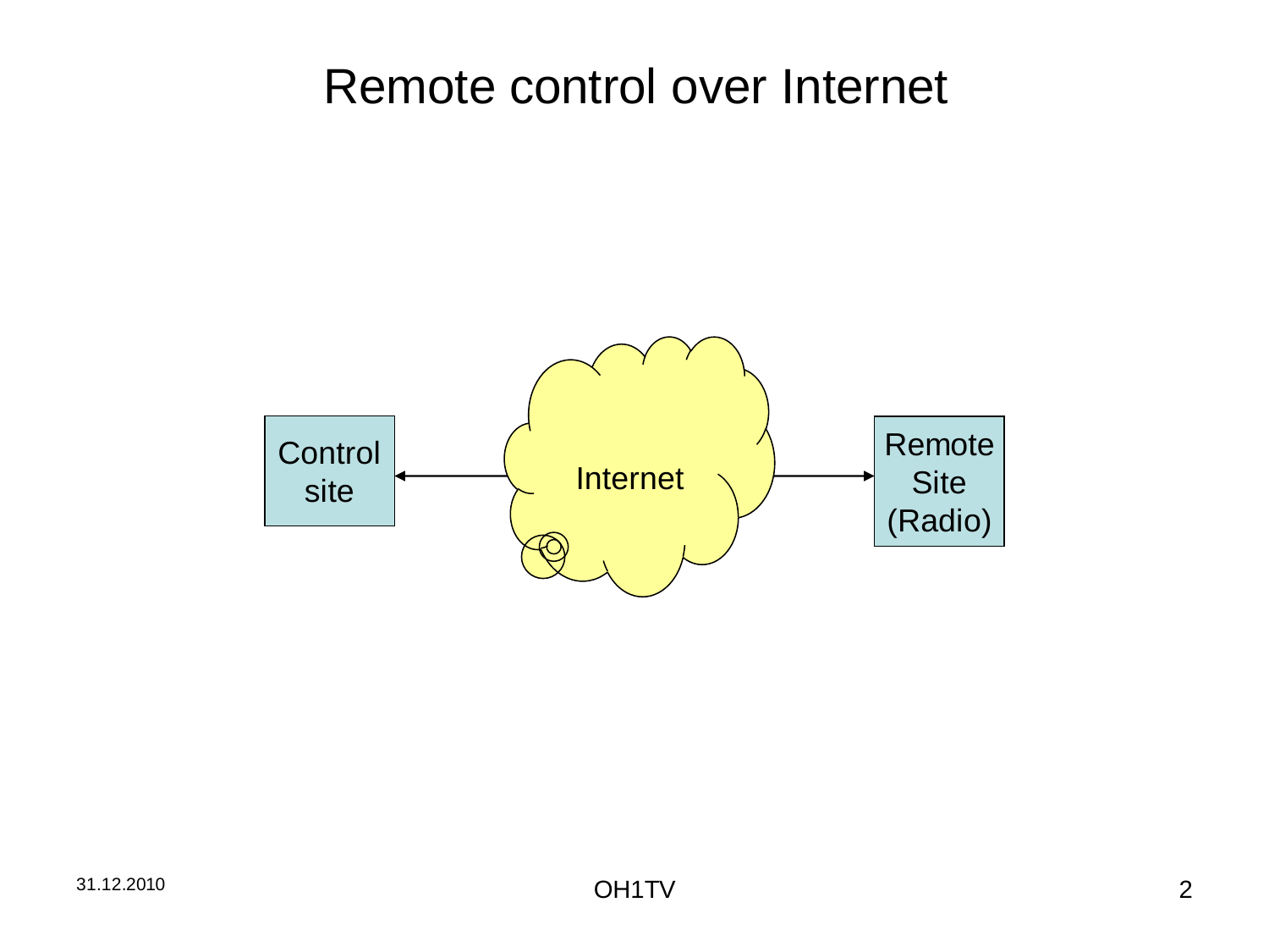# Remote control over Internet

Control site

Internet

Remote Site (Radio)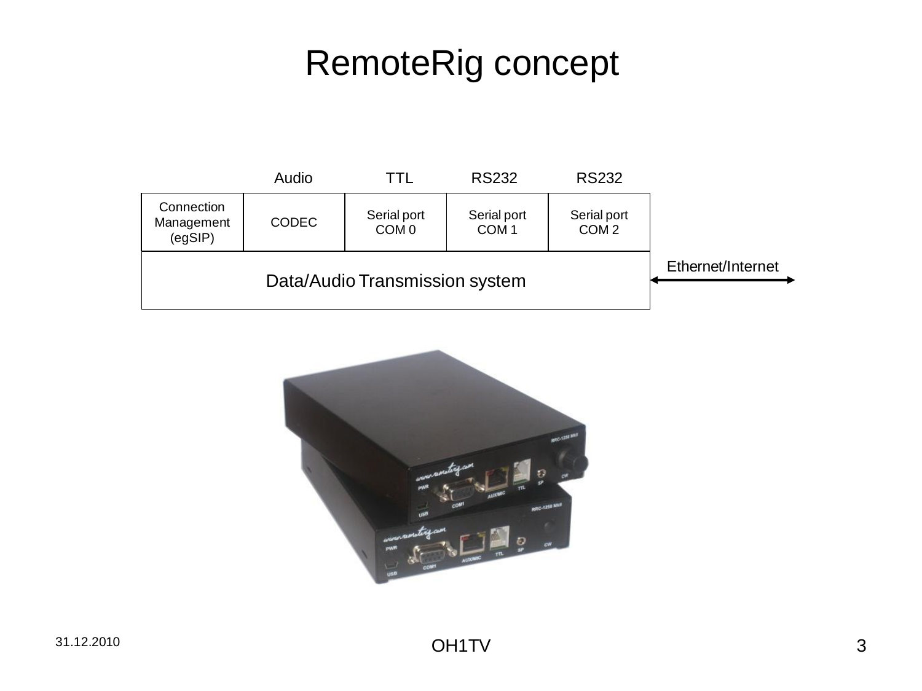# RemoteRig concept

| | Audio | TTL | RS232 | RS232 |
|---|---|---|---|---|
| Connection Management (egSIP) | CODEC | Serial port COM 0 | Serial port COM 1 | Serial port COM 2 |
| Data/Audio Transmission system | | | | |

Ethernet/Internet

31.12.2010

OH1TV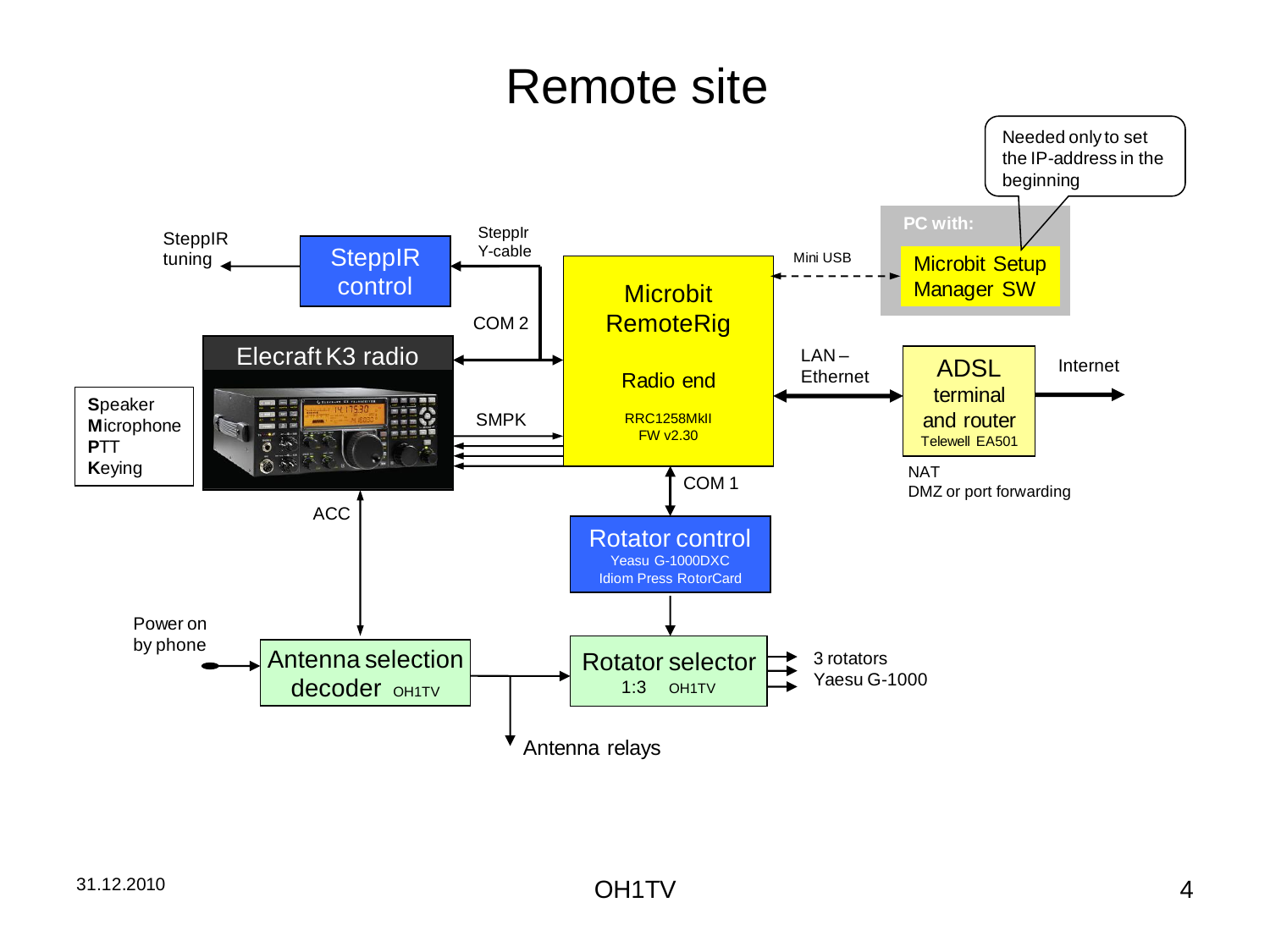# Remote site

Needed only to set the IP-address in the beginning

PC with:

Microbit Setup Manager SW

Mini USB

SteppIR tuning

SteppIR control

SteppIr Y-cable

COM 2

Microbit RemoteRig

Radio end

RRC1258MkII
FW v2.30

Elecraft K3 radio

**S**peaker
**M**icrophone
**P**TT
**K**eying

SMPK

LAN – Ethernet

ADSL terminal and router
Telewell EA501

Internet

NAT
DMZ or port forwarding

COM 1

ACC

Rotator control
Yeasu G-1000DXC
Idiom Press RotorCard

Power on by phone

Antenna selection decoder OH1TV

Rotator selector
1:3 OH1TV

3 rotators
Yaesu G-1000

Antenna relays

31.12.2010

OH1TV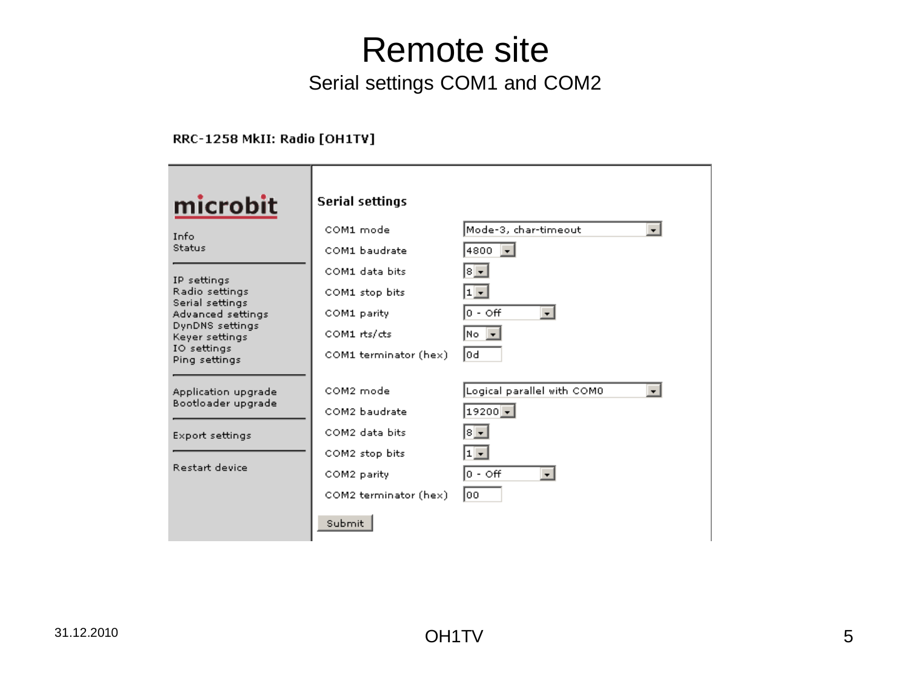# Remote site

## Serial settings COM1 and COM2

**RRC-1258 MkII: Radio [OH1TV]**

**microbit**

- Info
- Status

---

- IP settings
- Radio settings
- Serial settings
- Advanced settings
- DynDNS settings
- Keyer settings
- IO settings
- Ping settings

---

- Application upgrade
- Bootloader upgrade

---

- Export settings

---

- Restart device

### Serial settings

| Setting | Value |
|---|---|
| COM1 mode | Mode-3, char-timeout |
| COM1 baudrate | 4800 |
| COM1 data bits | 8 |
| COM1 stop bits | 1 |
| COM1 parity | 0 - Off |
| COM1 rts/cts | No |
| COM1 terminator (hex) | 0d |
| COM2 mode | Logical parallel with COM0 |
| COM2 baudrate | 19200 |
| COM2 data bits | 8 |
| COM2 stop bits | 1 |
| COM2 parity | 0 - Off |
| COM2 terminator (hex) | 00 |

Submit

31.12.2010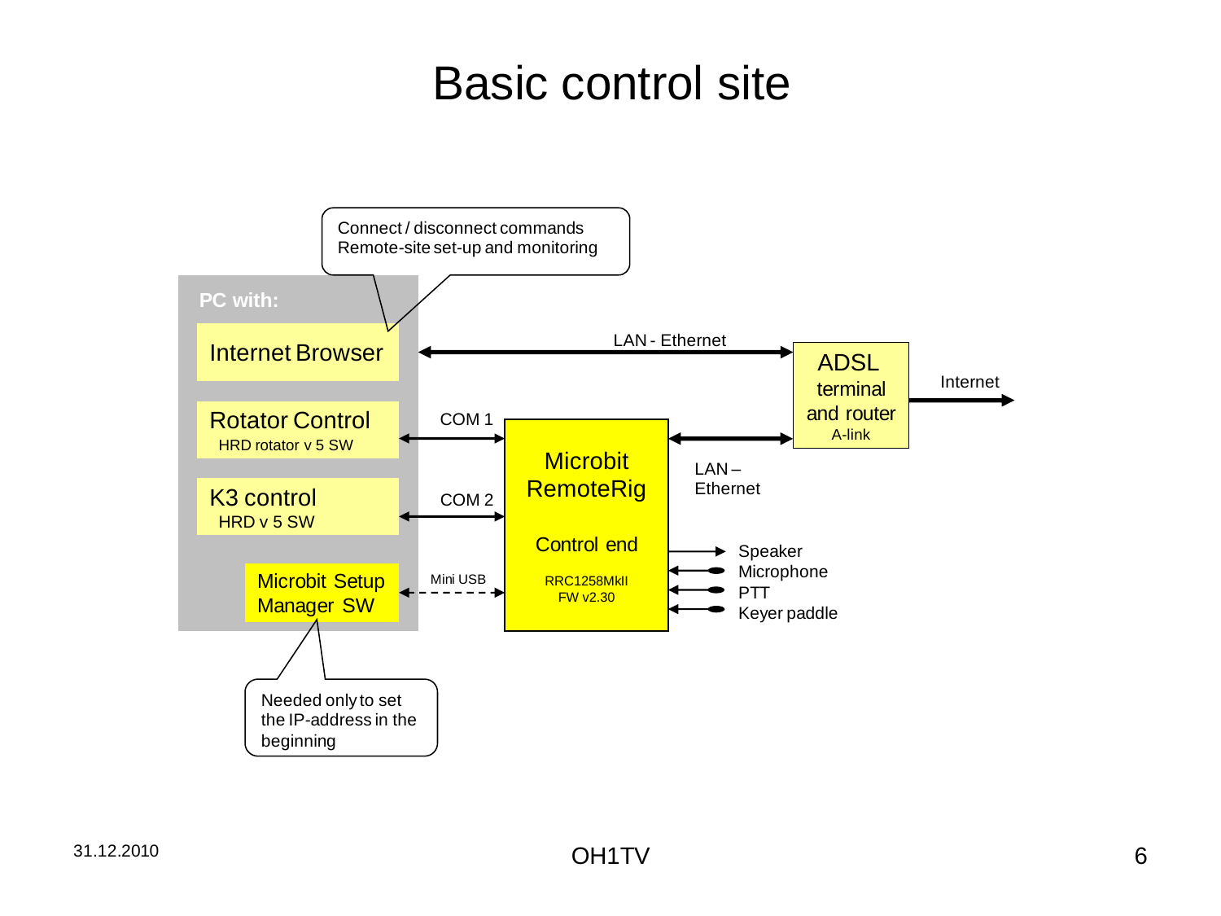# Basic control site

Connect / disconnect commands
Remote-site set-up and monitoring

**PC with:**

- Internet Browser
- Rotator Control
  HRD rotator v 5 SW
- K3 control
  HRD v 5 SW
- Microbit Setup Manager SW

Needed only to set the IP-address in the beginning

LAN - Ethernet

COM 1

COM 2

Mini USB

Microbit RemoteRig

Control end

RRC1258MkII
FW v2.30

LAN – Ethernet

ADSL terminal and router
A-link

Internet

- Speaker
- Microphone
- PTT
- Keyer paddle

31.12.2010

OH1TV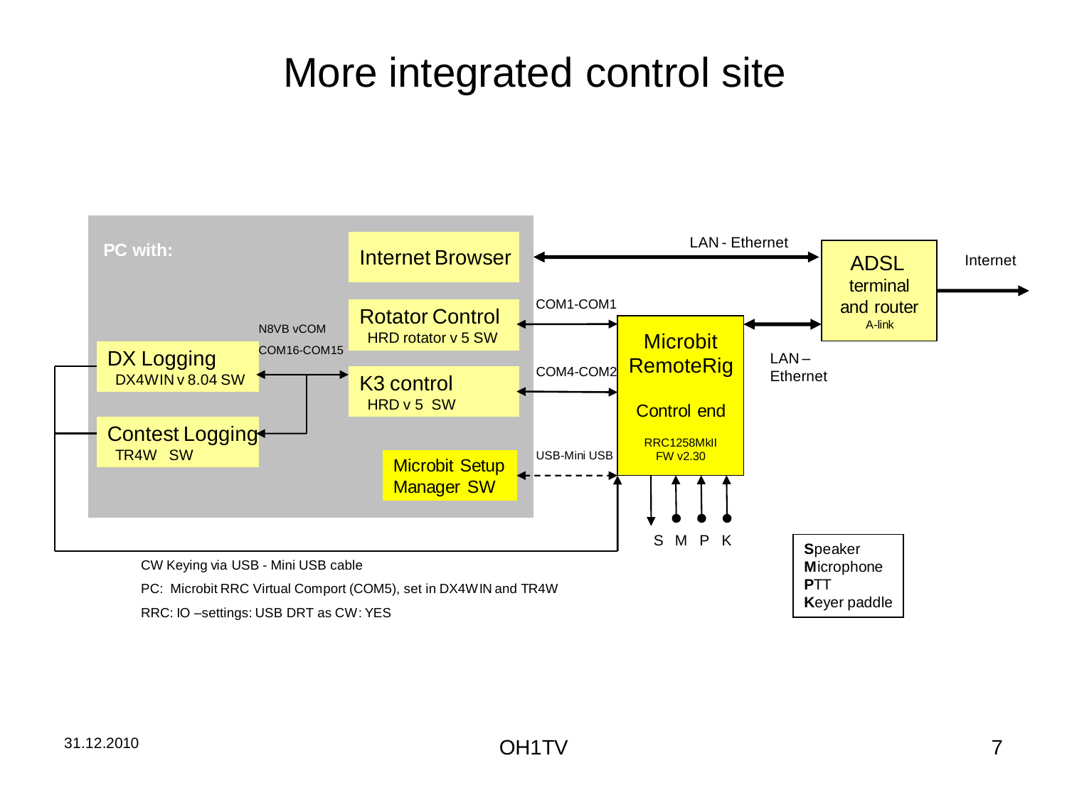# More integrated control site

PC with:

- Internet Browser
- Rotator Control — HRD rotator v 5 SW
- K3 control — HRD v 5 SW
- DX Logging — DX4WIN v 8.04 SW
- Contest Logging — TR4W SW
- Microbit Setup Manager SW

N8VB vCOM

COM16-COM15

LAN - Ethernet

COM1-COM1

COM4-COM2

USB-Mini USB

Microbit RemoteRig

Control end

RRC1258MkII FW v2.30

ADSL terminal and router

A-link

LAN – Ethernet

Internet

S M P K

**S**peaker
**M**icrophone
**P**TT
**K**eyer paddle

CW Keying via USB - Mini USB cable

PC: Microbit RRC Virtual Comport (COM5), set in DX4WIN and TR4W

RRC: IO –settings: USB DRT as CW: YES

31.12.2010

OH1TV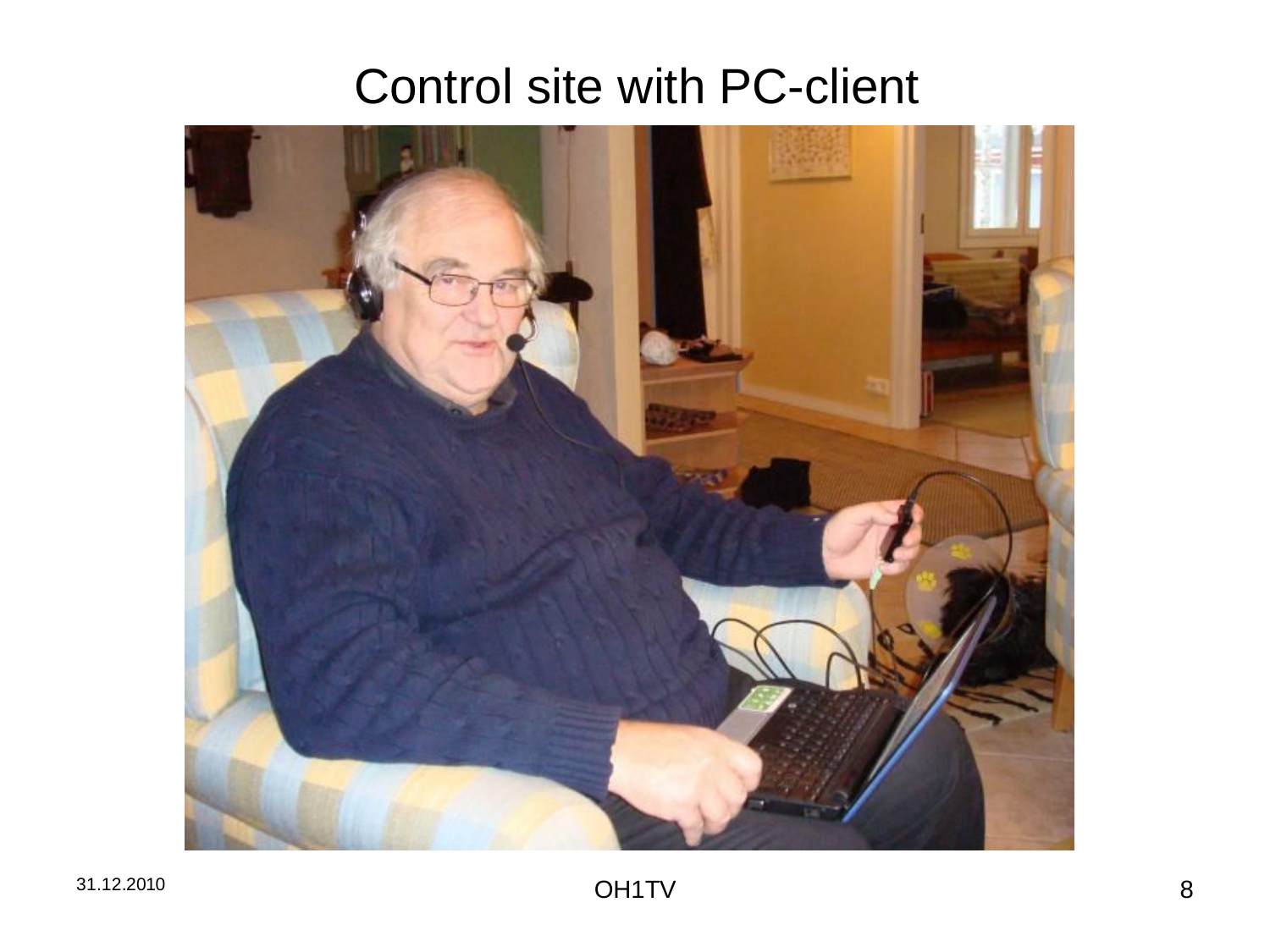# Control site with PC-client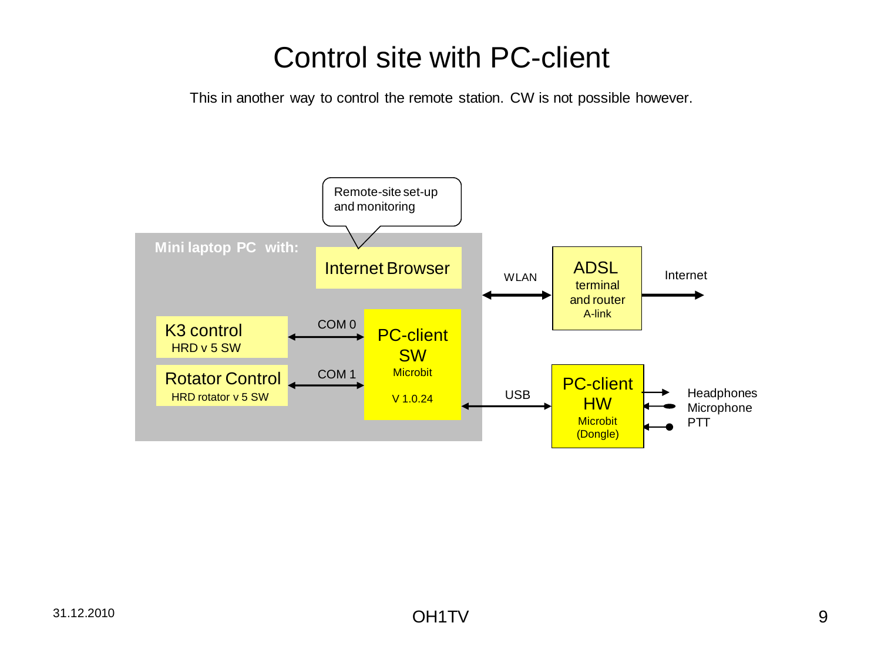# Control site with PC-client

This in another way to control the remote station. CW is not possible however.

Remote-site set-up and monitoring

Mini laptop PC with:

Internet Browser

K3 control
HRD v 5 SW

Rotator Control
HRD rotator v 5 SW

COM 0

COM 1

PC-client SW
Microbit
V 1.0.24

WLAN

ADSL
terminal and router
A-link

Internet

USB

PC-client HW
Microbit
(Dongle)

Headphones
Microphone
PTT

31.12.2010

OH1TV